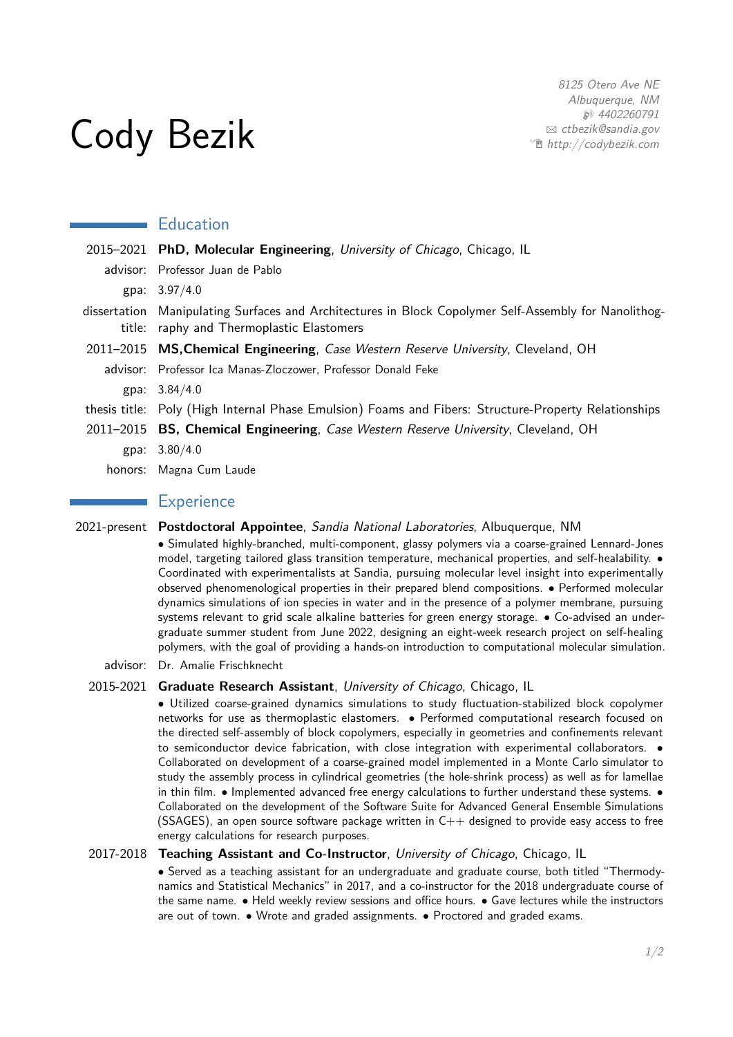# Cody Bezik

8125 Otero Ave NE
Albuquerque, NM
4402260791
ctbezik@sandia.gov
http://codybezik.com

## Education

2015–2021 **PhD, Molecular Engineering**, *University of Chicago*, Chicago, IL

advisor: Professor Juan de Pablo

gpa: 3.97/4.0

dissertation title: Manipulating Surfaces and Architectures in Block Copolymer Self-Assembly for Nanolithography and Thermoplastic Elastomers

2011–2015 **MS,Chemical Engineering**, *Case Western Reserve University*, Cleveland, OH

advisor: Professor Ica Manas-Zloczower, Professor Donald Feke

gpa: 3.84/4.0

thesis title: Poly (High Internal Phase Emulsion) Foams and Fibers: Structure-Property Relationships

2011–2015 **BS, Chemical Engineering**, *Case Western Reserve University*, Cleveland, OH

gpa: 3.80/4.0

honors: Magna Cum Laude

## Experience

2021-present **Postdoctoral Appointee**, *Sandia National Laboratories*, Albuquerque, NM

• Simulated highly-branched, multi-component, glassy polymers via a coarse-grained Lennard-Jones model, targeting tailored glass transition temperature, mechanical properties, and self-healability. • Coordinated with experimentalists at Sandia, pursuing molecular level insight into experimentally observed phenomenological properties in their prepared blend compositions. • Performed molecular dynamics simulations of ion species in water and in the presence of a polymer membrane, pursuing systems relevant to grid scale alkaline batteries for green energy storage. • Co-advised an undergraduate summer student from June 2022, designing an eight-week research project on self-healing polymers, with the goal of providing a hands-on introduction to computational molecular simulation.

advisor: Dr. Amalie Frischknecht

2015-2021 **Graduate Research Assistant**, *University of Chicago*, Chicago, IL

• Utilized coarse-grained dynamics simulations to study fluctuation-stabilized block copolymer networks for use as thermoplastic elastomers. • Performed computational research focused on the directed self-assembly of block copolymers, especially in geometries and confinements relevant to semiconductor device fabrication, with close integration with experimental collaborators. • Collaborated on development of a coarse-grained model implemented in a Monte Carlo simulator to study the assembly process in cylindrical geometries (the hole-shrink process) as well as for lamellae in thin film. • Implemented advanced free energy calculations to further understand these systems. • Collaborated on the development of the Software Suite for Advanced General Ensemble Simulations (SSAGES), an open source software package written in C++ designed to provide easy access to free energy calculations for research purposes.

2017-2018 **Teaching Assistant and Co-Instructor**, *University of Chicago*, Chicago, IL

• Served as a teaching assistant for an undergraduate and graduate course, both titled "Thermodynamics and Statistical Mechanics" in 2017, and a co-instructor for the 2018 undergraduate course of the same name. • Held weekly review sessions and office hours. • Gave lectures while the instructors are out of town. • Wrote and graded assignments. • Proctored and graded exams.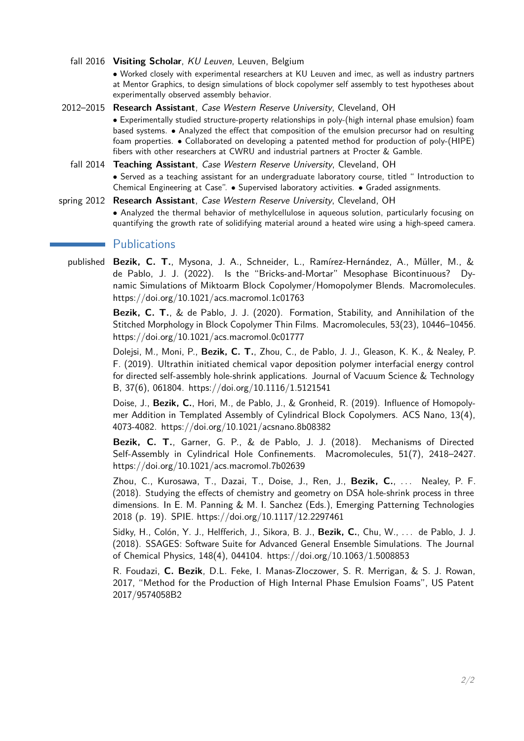fall 2016 **Visiting Scholar**, *KU Leuven*, Leuven, Belgium

• Worked closely with experimental researchers at KU Leuven and imec, as well as industry partners at Mentor Graphics, to design simulations of block copolymer self assembly to test hypotheses about experimentally observed assembly behavior.

2012–2015 **Research Assistant**, *Case Western Reserve University*, Cleveland, OH

• Experimentally studied structure-property relationships in poly-(high internal phase emulsion) foam based systems. • Analyzed the effect that composition of the emulsion precursor had on resulting foam properties. • Collaborated on developing a patented method for production of poly-(HIPE) fibers with other researchers at CWRU and industrial partners at Procter & Gamble.

fall 2014 **Teaching Assistant**, *Case Western Reserve University*, Cleveland, OH

• Served as a teaching assistant for an undergraduate laboratory course, titled " Introduction to Chemical Engineering at Case". • Supervised laboratory activities. • Graded assignments.

spring 2012 **Research Assistant**, *Case Western Reserve University*, Cleveland, OH

• Analyzed the thermal behavior of methylcellulose in aqueous solution, particularly focusing on quantifying the growth rate of solidifying material around a heated wire using a high-speed camera.

## Publications

published **Bezik, C. T.**, Mysona, J. A., Schneider, L., Ramírez-Hernández, A., Müller, M., & de Pablo, J. J. (2022). Is the "Bricks-and-Mortar" Mesophase Bicontinuous? Dynamic Simulations of Miktoarm Block Copolymer/Homopolymer Blends. Macromolecules. https://doi.org/10.1021/acs.macromol.1c01763

**Bezik, C. T.**, & de Pablo, J. J. (2020). Formation, Stability, and Annihilation of the Stitched Morphology in Block Copolymer Thin Films. Macromolecules, 53(23), 10446–10456. https://doi.org/10.1021/acs.macromol.0c01777

Dolejsi, M., Moni, P., **Bezik, C. T.**, Zhou, C., de Pablo, J. J., Gleason, K. K., & Nealey, P. F. (2019). Ultrathin initiated chemical vapor deposition polymer interfacial energy control for directed self-assembly hole-shrink applications. Journal of Vacuum Science & Technology B, 37(6), 061804. https://doi.org/10.1116/1.5121541

Doise, J., **Bezik, C.**, Hori, M., de Pablo, J., & Gronheid, R. (2019). Influence of Homopolymer Addition in Templated Assembly of Cylindrical Block Copolymers. ACS Nano, 13(4), 4073-4082. https://doi.org/10.1021/acsnano.8b08382

**Bezik, C. T.**, Garner, G. P., & de Pablo, J. J. (2018). Mechanisms of Directed Self-Assembly in Cylindrical Hole Confinements. Macromolecules, 51(7), 2418–2427. https://doi.org/10.1021/acs.macromol.7b02639

Zhou, C., Kurosawa, T., Dazai, T., Doise, J., Ren, J., **Bezik, C.**, ... Nealey, P. F. (2018). Studying the effects of chemistry and geometry on DSA hole-shrink process in three dimensions. In E. M. Panning & M. I. Sanchez (Eds.), Emerging Patterning Technologies 2018 (p. 19). SPIE. https://doi.org/10.1117/12.2297461

Sidky, H., Colón, Y. J., Helfferich, J., Sikora, B. J., **Bezik, C.**, Chu, W., ... de Pablo, J. J. (2018). SSAGES: Software Suite for Advanced General Ensemble Simulations. The Journal of Chemical Physics, 148(4), 044104. https://doi.org/10.1063/1.5008853

R. Foudazi, **C. Bezik**, D.L. Feke, I. Manas-Zloczower, S. R. Merrigan, & S. J. Rowan, 2017, "Method for the Production of High Internal Phase Emulsion Foams", US Patent 2017/9574058B2